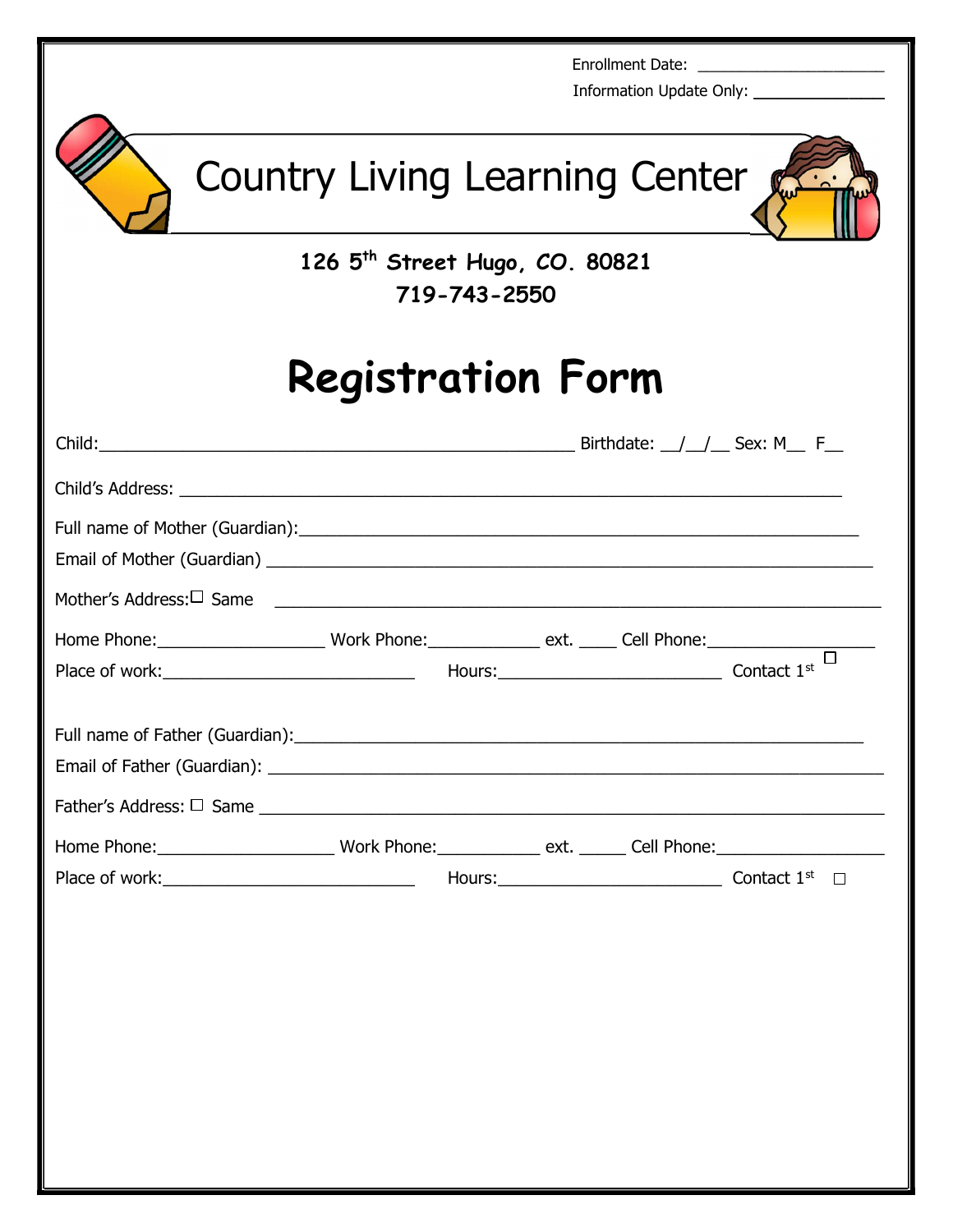Enrollment Date: ______________________

Information Update Only: _______________

# Country Living Learning Center

**126 5th Street Hugo, CO. 80821**

**719-743-2550**

# Registration Form

Child:_____________________________________________________ Birthdate: __/__/__ Sex: M__ F__

Child's Address: ___________________________________________________________________________

Full name of Mother (Guardian):_______________________________________________________________

Email of Mother (Guardian) ___________________________________________________________________

Mother's Address:☐ Same ___________________________________________________________________

Home Phone:__________________ Work Phone:____________ ext. ____ Cell Phone:__________________

Place of work:____________________________ Hours:_________________________ Contact 1st ☐

Full name of Father (Guardian):_______________________________________________________________

Email of Father (Guardian): ___________________________________________________________________

Father's Address: ☐ Same ___________________________________________________________________

Home Phone:___________________ Work Phone:___________ ext. _____ Cell Phone:__________________

Place of work:____________________________ Hours:_________________________ Contact 1st ☐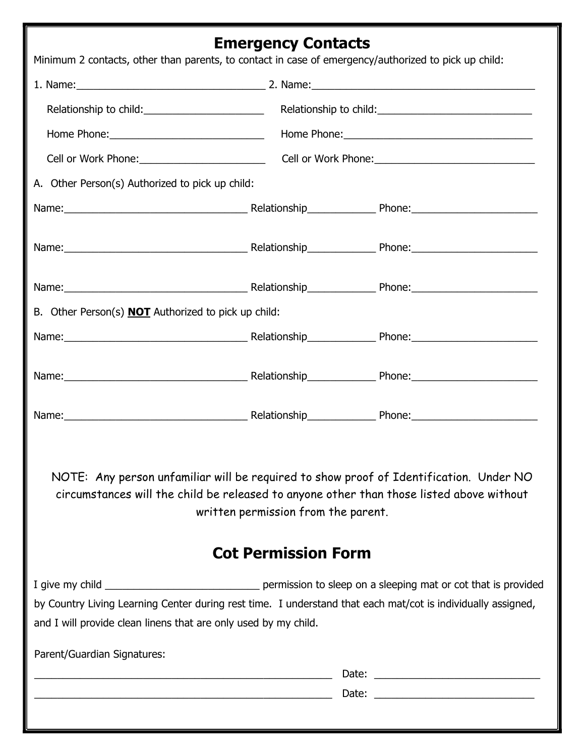## Emergency Contacts

Minimum 2 contacts, other than parents, to contact in case of emergency/authorized to pick up child:

1. Name:_________________________________ 2. Name:______________________________________

   Relationship to child:_____________________ Relationship to child:___________________________

   Home Phone:___________________________ Home Phone:_________________________________

   Cell or Work Phone:______________________ Cell or Work Phone:___________________________

A. Other Person(s) Authorized to pick up child:

Name:________________________________ Relationship____________ Phone:______________________

Name:________________________________ Relationship____________ Phone:______________________

Name:________________________________ Relationship____________ Phone:______________________

B. Other Person(s) **NOT** Authorized to pick up child:

Name:________________________________ Relationship____________ Phone:______________________

Name:________________________________ Relationship____________ Phone:______________________

Name:________________________________ Relationship____________ Phone:______________________

NOTE: Any person unfamiliar will be required to show proof of Identification. Under NO circumstances will the child be released to anyone other than those listed above without written permission from the parent.

## Cot Permission Form

I give my child ___________________________ permission to sleep on a sleeping mat or cot that is provided by Country Living Learning Center during rest time. I understand that each mat/cot is individually assigned, and I will provide clean linens that are only used by my child.

Parent/Guardian Signatures:

_____________________________________________________ Date: ____________________________

_____________________________________________________ Date: ____________________________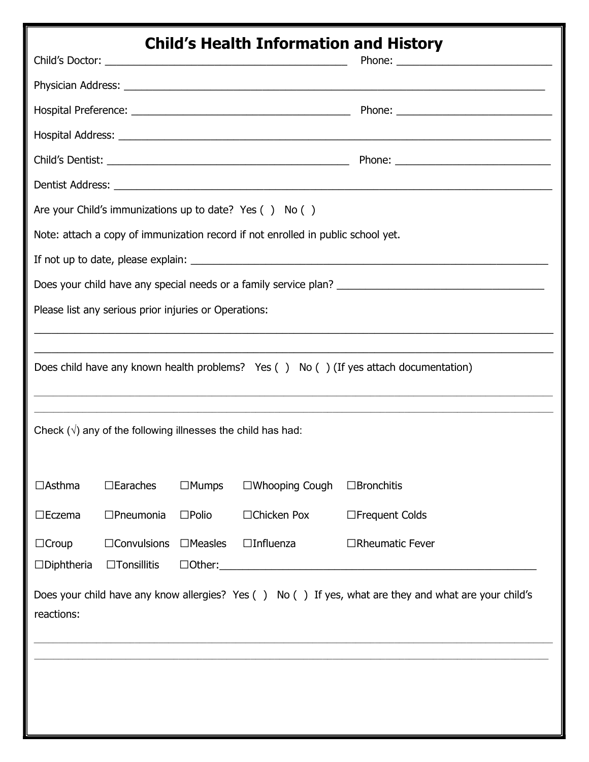# Child's Health Information and History

Child's Doctor: ________________________________________ Phone: _________________________

Physician Address: ______________________________________________________________________

Hospital Preference: ____________________________________ Phone: _________________________

Hospital Address: _______________________________________________________________________

Child's Dentist: ________________________________________ Phone: _________________________

Dentist Address: ________________________________________________________________________

Are your Child's immunizations up to date? Yes ( ) No ( )

Note: attach a copy of immunization record if not enrolled in public school yet.

If not up to date, please explain: _______________________________________________________

Does your child have any special needs or a family service plan? _________________________________

Please list any serious prior injuries or Operations:

______________________________________________________________________________________

______________________________________________________________________________________

Does child have any known health problems? Yes ( ) No ( ) (If yes attach documentation)

______________________________________________________________________________________

______________________________________________________________________________________

Check (√) any of the following illnesses the child has had:

☐Asthma ☐Earaches ☐Mumps ☐Whooping Cough ☐Bronchitis

☐Eczema ☐Pneumonia ☐Polio ☐Chicken Pox ☐Frequent Colds

☐Croup ☐Convulsions ☐Measles ☐Influenza ☐Rheumatic Fever

☐Diphtheria ☐Tonsillitis ☐Other:_________________________________________________

Does your child have any know allergies? Yes ( ) No ( ) If yes, what are they and what are your child's reactions:

______________________________________________________________________________________

______________________________________________________________________________________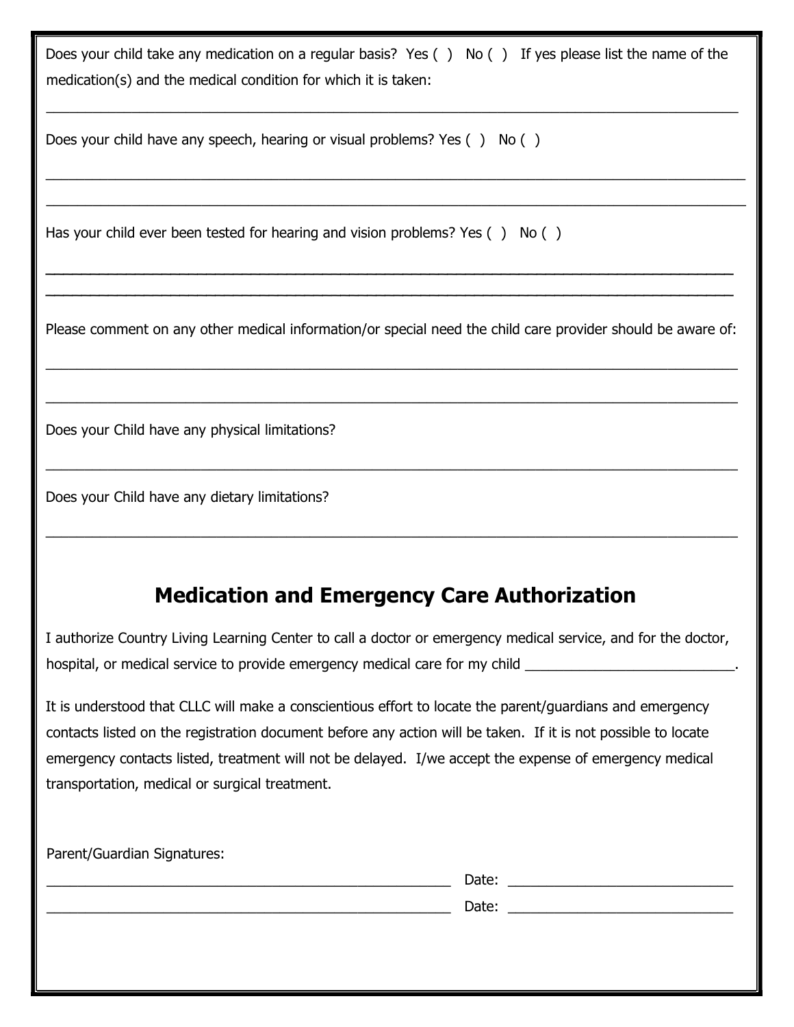Does your child take any medication on a regular basis? Yes ( ) No ( ) If yes please list the name of the medication(s) and the medical condition for which it is taken:

_______________________________________________________________________________

Does your child have any speech, hearing or visual problems? Yes ( ) No ( )

_______________________________________________________________________________

_______________________________________________________________________________

Has your child ever been tested for hearing and vision problems? Yes ( ) No ( )

_______________________________________________________________________________

_______________________________________________________________________________

Please comment on any other medical information/or special need the child care provider should be aware of:

_______________________________________________________________________________

_______________________________________________________________________________

Does your Child have any physical limitations?

_______________________________________________________________________________

Does your Child have any dietary limitations?

_______________________________________________________________________________

## Medication and Emergency Care Authorization

I authorize Country Living Learning Center to call a doctor or emergency medical service, and for the doctor, hospital, or medical service to provide emergency medical care for my child ___________________________.

It is understood that CLLC will make a conscientious effort to locate the parent/guardians and emergency contacts listed on the registration document before any action will be taken. If it is not possible to locate emergency contacts listed, treatment will not be delayed. I/we accept the expense of emergency medical transportation, medical or surgical treatment.

Parent/Guardian Signatures:

_____________________________________________ Date: _______________________

_____________________________________________ Date: _______________________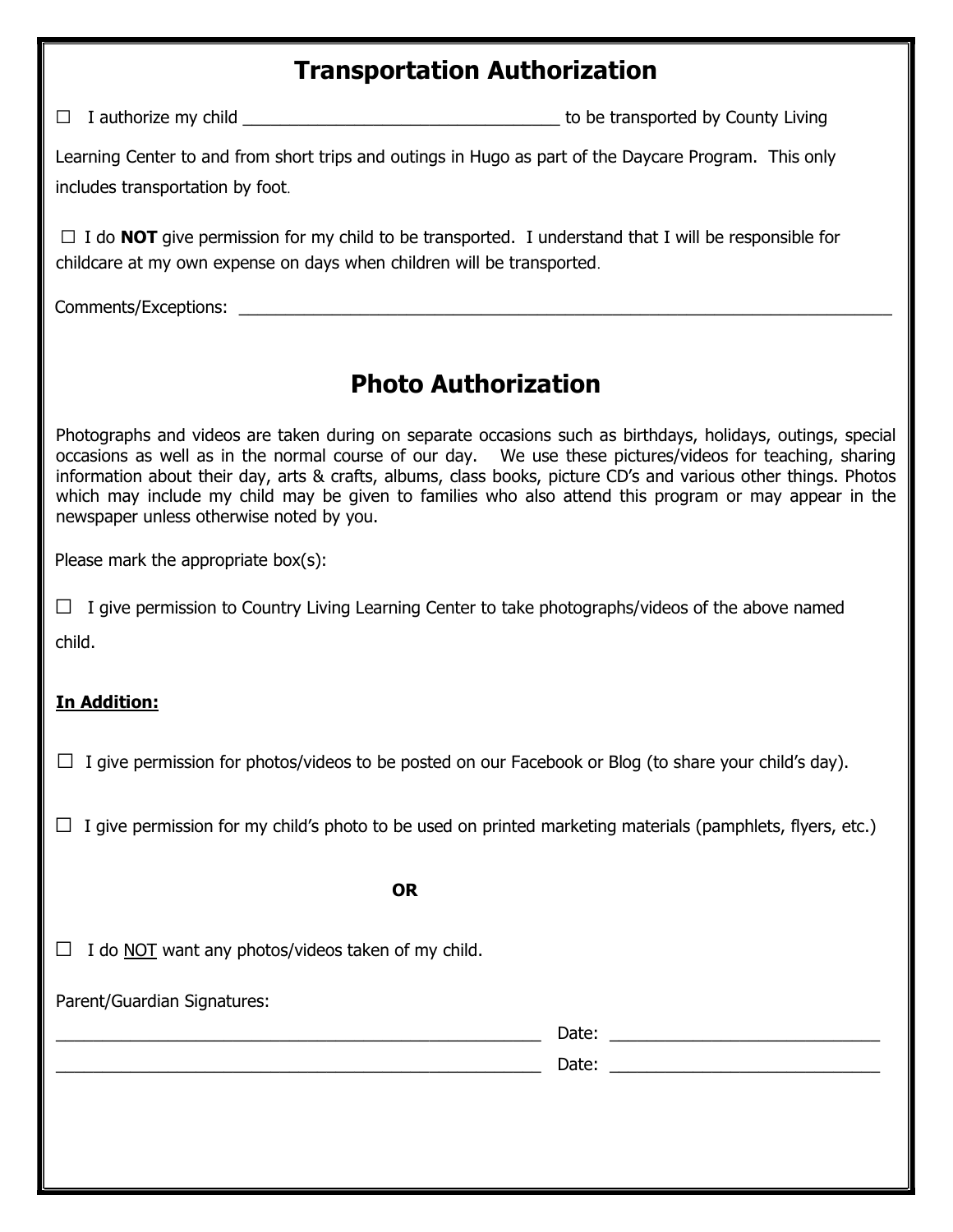# Transportation Authorization

☐ I authorize my child ___________________________________ to be transported by County Living Learning Center to and from short trips and outings in Hugo as part of the Daycare Program. This only includes transportation by foot.

☐ I do **NOT** give permission for my child to be transported. I understand that I will be responsible for childcare at my own expense on days when children will be transported.

Comments/Exceptions: ___________________________________________________________________________

# Photo Authorization

Photographs and videos are taken during on separate occasions such as birthdays, holidays, outings, special occasions as well as in the normal course of our day. We use these pictures/videos for teaching, sharing information about their day, arts & crafts, albums, class books, picture CD's and various other things. Photos which may include my child may be given to families who also attend this program or may appear in the newspaper unless otherwise noted by you.

Please mark the appropriate box(s):

☐ I give permission to Country Living Learning Center to take photographs/videos of the above named child.

**In Addition:**

☐ I give permission for photos/videos to be posted on our Facebook or Blog (to share your child's day).

☐ I give permission for my child's photo to be used on printed marketing materials (pamphlets, flyers, etc.)

**OR**

☐ I do NOT want any photos/videos taken of my child.

Parent/Guardian Signatures:

_______________________________________________________ Date: ______________________________

_______________________________________________________ Date: ______________________________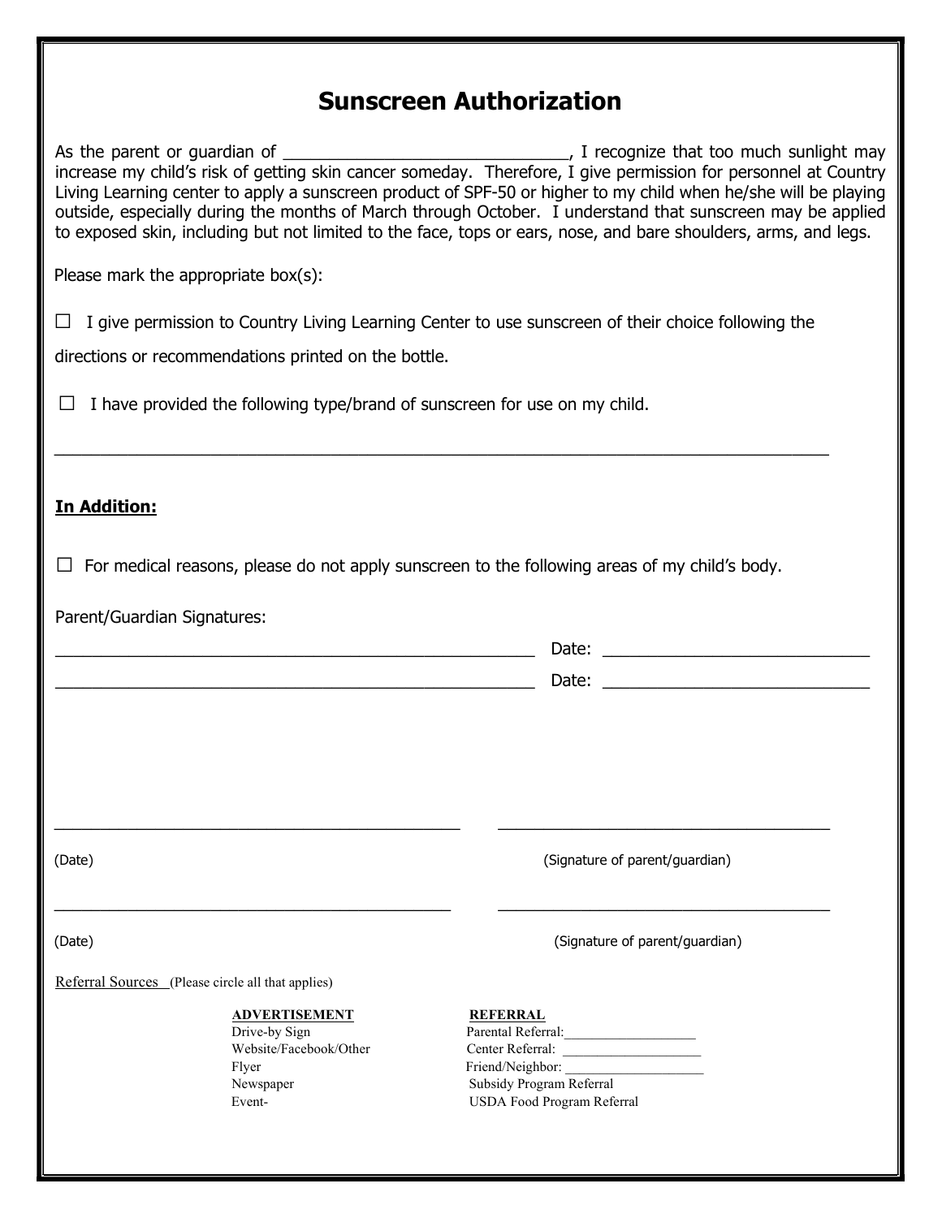# Sunscreen Authorization

As the parent or guardian of ______________________________, I recognize that too much sunlight may increase my child's risk of getting skin cancer someday. Therefore, I give permission for personnel at Country Living Learning center to apply a sunscreen product of SPF-50 or higher to my child when he/she will be playing outside, especially during the months of March through October. I understand that sunscreen may be applied to exposed skin, including but not limited to the face, tops or ears, nose, and bare shoulders, arms, and legs.

Please mark the appropriate box(s):

☐ I give permission to Country Living Learning Center to use sunscreen of their choice following the directions or recommendations printed on the bottle.

☐ I have provided the following type/brand of sunscreen for use on my child.

______________________________________________________________________________

**In Addition:**

☐ For medical reasons, please do not apply sunscreen to the following areas of my child's body.

Parent/Guardian Signatures:

______________________________________________ Date: ________________________

______________________________________________ Date: ________________________

______________________________________ ________________________________

(Date) (Signature of parent/guardian)

______________________________________ ________________________________

(Date) (Signature of parent/guardian)

Referral Sources (Please circle all that applies)

| ADVERTISEMENT | REFERRAL |
|---|---|
| Drive-by Sign | Parental Referral:__________________ |
| Website/Facebook/Other | Center Referral: ___________________ |
| Flyer | Friend/Neighbor: ___________________ |
| Newspaper | Subsidy Program Referral |
| Event- | USDA Food Program Referral |